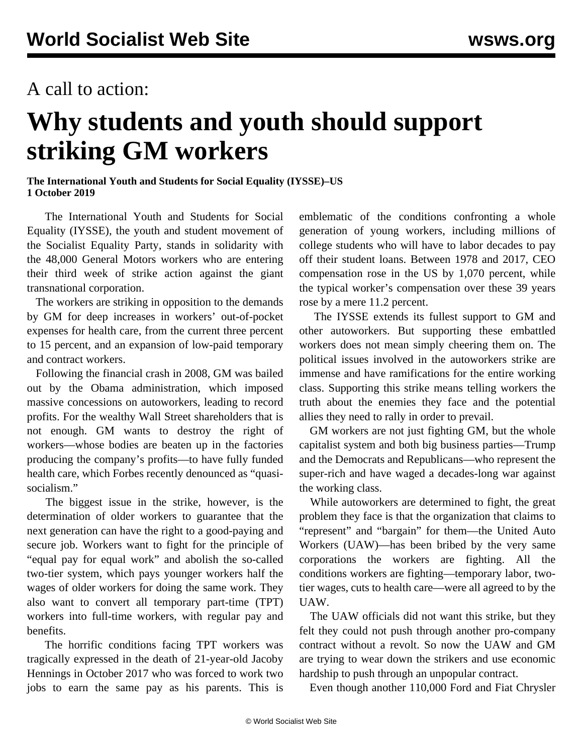A call to action:

# Why students and youth should support striking GM workers

**The International Youth and Students for Social Equality (IYSSE)–US**
**1 October 2019**

The International Youth and Students for Social Equality (IYSSE), the youth and student movement of the Socialist Equality Party, stands in solidarity with the 48,000 General Motors workers who are entering their third week of strike action against the giant transnational corporation.

The workers are striking in opposition to the demands by GM for deep increases in workers' out-of-pocket expenses for health care, from the current three percent to 15 percent, and an expansion of low-paid temporary and contract workers.

Following the financial crash in 2008, GM was bailed out by the Obama administration, which imposed massive concessions on autoworkers, leading to record profits. For the wealthy Wall Street shareholders that is not enough. GM wants to destroy the right of workers—whose bodies are beaten up in the factories producing the company's profits—to have fully funded health care, which Forbes recently denounced as "quasi-socialism."

The biggest issue in the strike, however, is the determination of older workers to guarantee that the next generation can have the right to a good-paying and secure job. Workers want to fight for the principle of "equal pay for equal work" and abolish the so-called two-tier system, which pays younger workers half the wages of older workers for doing the same work. They also want to convert all temporary part-time (TPT) workers into full-time workers, with regular pay and benefits.

The horrific conditions facing TPT workers was tragically expressed in the death of 21-year-old Jacoby Hennings in October 2017 who was forced to work two jobs to earn the same pay as his parents. This is emblematic of the conditions confronting a whole generation of young workers, including millions of college students who will have to labor decades to pay off their student loans. Between 1978 and 2017, CEO compensation rose in the US by 1,070 percent, while the typical worker's compensation over these 39 years rose by a mere 11.2 percent.

The IYSSE extends its fullest support to GM and other autoworkers. But supporting these embattled workers does not mean simply cheering them on. The political issues involved in the autoworkers strike are immense and have ramifications for the entire working class. Supporting this strike means telling workers the truth about the enemies they face and the potential allies they need to rally in order to prevail.

GM workers are not just fighting GM, but the whole capitalist system and both big business parties—Trump and the Democrats and Republicans—who represent the super-rich and have waged a decades-long war against the working class.

While autoworkers are determined to fight, the great problem they face is that the organization that claims to "represent" and "bargain" for them—the United Auto Workers (UAW)—has been bribed by the very same corporations the workers are fighting. All the conditions workers are fighting—temporary labor, two-tier wages, cuts to health care—were all agreed to by the UAW.

The UAW officials did not want this strike, but they felt they could not push through another pro-company contract without a revolt. So now the UAW and GM are trying to wear down the strikers and use economic hardship to push through an unpopular contract.

Even though another 110,000 Ford and Fiat Chrysler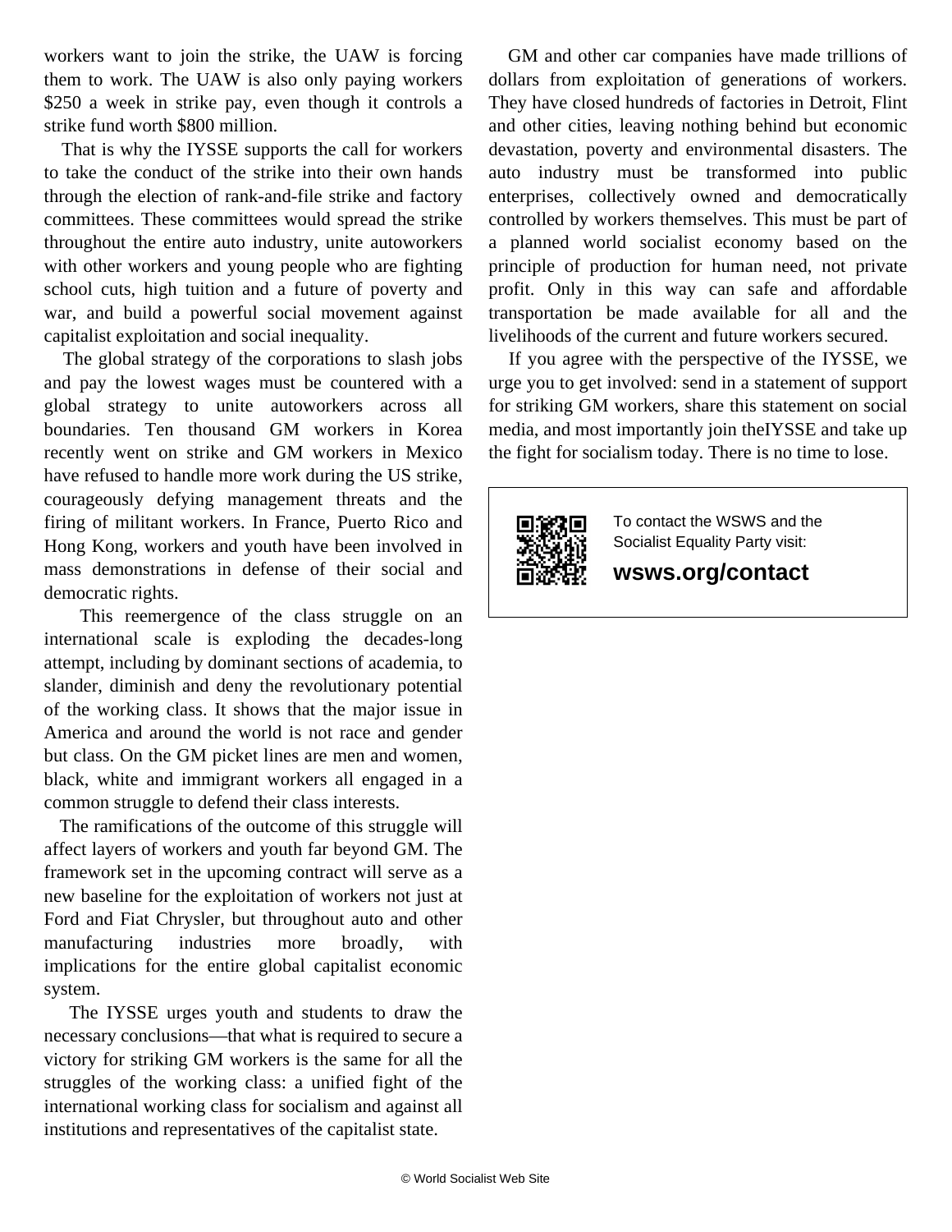workers want to join the strike, the UAW is forcing them to work. The UAW is also only paying workers $250 a week in strike pay, even though it controls a strike fund worth $800 million.

That is why the IYSSE supports the call for workers to take the conduct of the strike into their own hands through the election of rank-and-file strike and factory committees. These committees would spread the strike throughout the entire auto industry, unite autoworkers with other workers and young people who are fighting school cuts, high tuition and a future of poverty and war, and build a powerful social movement against capitalist exploitation and social inequality.

The global strategy of the corporations to slash jobs and pay the lowest wages must be countered with a global strategy to unite autoworkers across all boundaries. Ten thousand GM workers in Korea recently went on strike and GM workers in Mexico have refused to handle more work during the US strike, courageously defying management threats and the firing of militant workers. In France, Puerto Rico and Hong Kong, workers and youth have been involved in mass demonstrations in defense of their social and democratic rights.

This reemergence of the class struggle on an international scale is exploding the decades-long attempt, including by dominant sections of academia, to slander, diminish and deny the revolutionary potential of the working class. It shows that the major issue in America and around the world is not race and gender but class. On the GM picket lines are men and women, black, white and immigrant workers all engaged in a common struggle to defend their class interests.

The ramifications of the outcome of this struggle will affect layers of workers and youth far beyond GM. The framework set in the upcoming contract will serve as a new baseline for the exploitation of workers not just at Ford and Fiat Chrysler, but throughout auto and other manufacturing industries more broadly, with implications for the entire global capitalist economic system.

The IYSSE urges youth and students to draw the necessary conclusions—that what is required to secure a victory for striking GM workers is the same for all the struggles of the working class: a unified fight of the international working class for socialism and against all institutions and representatives of the capitalist state.

GM and other car companies have made trillions of dollars from exploitation of generations of workers. They have closed hundreds of factories in Detroit, Flint and other cities, leaving nothing behind but economic devastation, poverty and environmental disasters. The auto industry must be transformed into public enterprises, collectively owned and democratically controlled by workers themselves. This must be part of a planned world socialist economy based on the principle of production for human need, not private profit. Only in this way can safe and affordable transportation be made available for all and the livelihoods of the current and future workers secured.

If you agree with the perspective of the IYSSE, we urge you to get involved: send in a statement of support for striking GM workers, share this statement on social media, and most importantly join theIYSSE and take up the fight for socialism today. There is no time to lose.

To contact the WSWS and the Socialist Equality Party visit:

**wsws.org/contact**